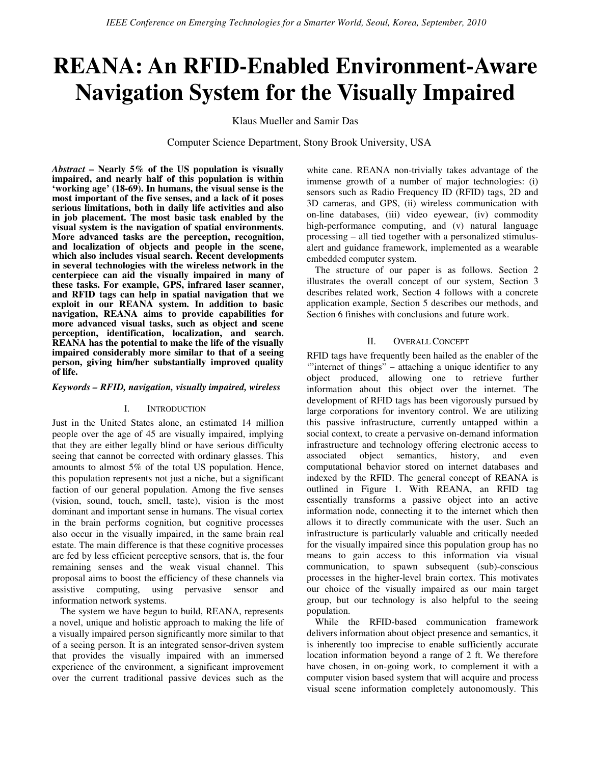# REANA: An RFID-Enabled Environment-Aware Navigation System for the Visually Impaired

Klaus Mueller and Samir Das

Computer Science Department, Stony Brook University, USA

***Abstract* – Nearly 5% of the US population is visually impaired, and nearly half of this population is within 'working age' (18-69). In humans, the visual sense is the most important of the five senses, and a lack of it poses serious limitations, both in daily life activities and also in job placement. The most basic task enabled by the visual system is the navigation of spatial environments. More advanced tasks are the perception, recognition, and localization of objects and people in the scene, which also includes visual search. Recent developments in several technologies with the wireless network in the centerpiece can aid the visually impaired in many of these tasks. For example, GPS, infrared laser scanner, and RFID tags can help in spatial navigation that we exploit in our REANA system. In addition to basic navigation, REANA aims to provide capabilities for more advanced visual tasks, such as object and scene perception, identification, localization, and search. REANA has the potential to make the life of the visually impaired considerably more similar to that of a seeing person, giving him/her substantially improved quality of life.**

***Keywords – RFID, navigation, visually impaired, wireless***

## I. Introduction

Just in the United States alone, an estimated 14 million people over the age of 45 are visually impaired, implying that they are either legally blind or have serious difficulty seeing that cannot be corrected with ordinary glasses. This amounts to almost 5% of the total US population. Hence, this population represents not just a niche, but a significant faction of our general population. Among the five senses (vision, sound, touch, smell, taste), vision is the most dominant and important sense in humans. The visual cortex in the brain performs cognition, but cognitive processes also occur in the visually impaired, in the same brain real estate. The main difference is that these cognitive processes are fed by less efficient perceptive sensors, that is, the four remaining senses and the weak visual channel. This proposal aims to boost the efficiency of these channels via assistive computing, using pervasive sensor and information network systems.

The system we have begun to build, REANA, represents a novel, unique and holistic approach to making the life of a visually impaired person significantly more similar to that of a seeing person. It is an integrated sensor-driven system that provides the visually impaired with an immersed experience of the environment, a significant improvement over the current traditional passive devices such as the white cane. REANA non-trivially takes advantage of the immense growth of a number of major technologies: (i) sensors such as Radio Frequency ID (RFID) tags, 2D and 3D cameras, and GPS, (ii) wireless communication with on-line databases, (iii) video eyewear, (iv) commodity high-performance computing, and (v) natural language processing – all tied together with a personalized stimulus-alert and guidance framework, implemented as a wearable embedded computer system.

The structure of our paper is as follows. Section 2 illustrates the overall concept of our system, Section 3 describes related work, Section 4 follows with a concrete application example, Section 5 describes our methods, and Section 6 finishes with conclusions and future work.

## II. Overall Concept

RFID tags have frequently been hailed as the enabler of the '"internet of things" – attaching a unique identifier to any object produced, allowing one to retrieve further information about this object over the internet. The development of RFID tags has been vigorously pursued by large corporations for inventory control. We are utilizing this passive infrastructure, currently untapped within a social context, to create a pervasive on-demand information infrastructure and technology offering electronic access to associated object semantics, history, and even computational behavior stored on internet databases and indexed by the RFID. The general concept of REANA is outlined in Figure 1. With REANA, an RFID tag essentially transforms a passive object into an active information node, connecting it to the internet which then allows it to directly communicate with the user. Such an infrastructure is particularly valuable and critically needed for the visually impaired since this population group has no means to gain access to this information via visual communication, to spawn subsequent (sub)-conscious processes in the higher-level brain cortex. This motivates our choice of the visually impaired as our main target group, but our technology is also helpful to the seeing population.

While the RFID-based communication framework delivers information about object presence and semantics, it is inherently too imprecise to enable sufficiently accurate location information beyond a range of 2 ft. We therefore have chosen, in on-going work, to complement it with a computer vision based system that will acquire and process visual scene information completely autonomously. This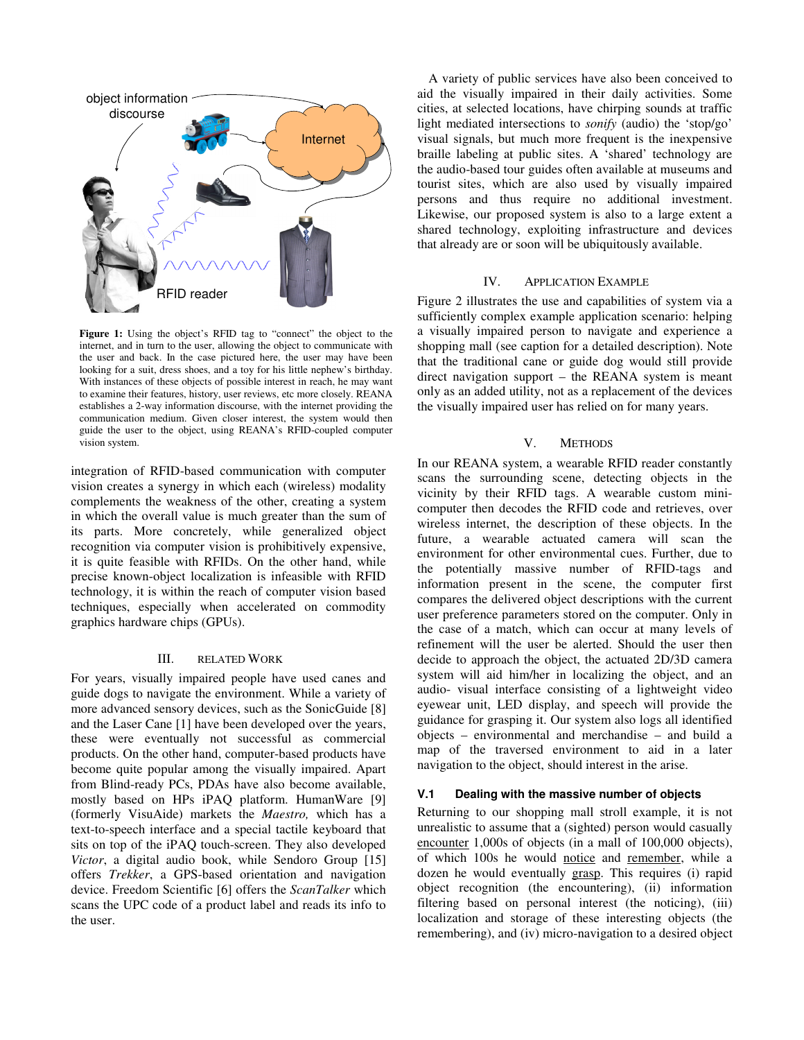object information discourse

Internet

RFID reader

**Figure 1:** Using the object's RFID tag to "connect" the object to the internet, and in turn to the user, allowing the object to communicate with the user and back. In the case pictured here, the user may have been looking for a suit, dress shoes, and a toy for his little nephew's birthday. With instances of these objects of possible interest in reach, he may want to examine their features, history, user reviews, etc more closely. REANA establishes a 2-way information discourse, with the internet providing the communication medium. Given closer interest, the system would then guide the user to the object, using REANA's RFID-coupled computer vision system.

integration of RFID-based communication with computer vision creates a synergy in which each (wireless) modality complements the weakness of the other, creating a system in which the overall value is much greater than the sum of its parts. More concretely, while generalized object recognition via computer vision is prohibitively expensive, it is quite feasible with RFIDs. On the other hand, while precise known-object localization is infeasible with RFID technology, it is within the reach of computer vision based techniques, especially when accelerated on commodity graphics hardware chips (GPUs).

## III. Related Work

For years, visually impaired people have used canes and guide dogs to navigate the environment. While a variety of more advanced sensory devices, such as the SonicGuide [8] and the Laser Cane [1] have been developed over the years, these were eventually not successful as commercial products. On the other hand, computer-based products have become quite popular among the visually impaired. Apart from Blind-ready PCs, PDAs have also become available, mostly based on HPs iPAQ platform. HumanWare [9] (formerly VisuAide) markets the *Maestro,* which has a text-to-speech interface and a special tactile keyboard that sits on top of the iPAQ touch-screen. They also developed *Victor*, a digital audio book, while Sendoro Group [15] offers *Trekker*, a GPS-based orientation and navigation device. Freedom Scientific [6] offers the *ScanTalker* which scans the UPC code of a product label and reads its info to the user.

A variety of public services have also been conceived to aid the visually impaired in their daily activities. Some cities, at selected locations, have chirping sounds at traffic light mediated intersections to *sonify* (audio) the 'stop/go' visual signals, but much more frequent is the inexpensive braille labeling at public sites. A 'shared' technology are the audio-based tour guides often available at museums and tourist sites, which are also used by visually impaired persons and thus require no additional investment. Likewise, our proposed system is also to a large extent a shared technology, exploiting infrastructure and devices that already are or soon will be ubiquitously available.

## IV. Application Example

Figure 2 illustrates the use and capabilities of system via a sufficiently complex example application scenario: helping a visually impaired person to navigate and experience a shopping mall (see caption for a detailed description). Note that the traditional cane or guide dog would still provide direct navigation support – the REANA system is meant only as an added utility, not as a replacement of the devices the visually impaired user has relied on for many years.

## V. Methods

In our REANA system, a wearable RFID reader constantly scans the surrounding scene, detecting objects in the vicinity by their RFID tags. A wearable custom mini-computer then decodes the RFID code and retrieves, over wireless internet, the description of these objects. In the future, a wearable actuated camera will scan the environment for other environmental cues. Further, due to the potentially massive number of RFID-tags and information present in the scene, the computer first compares the delivered object descriptions with the current user preference parameters stored on the computer. Only in the case of a match, which can occur at many levels of refinement will the user be alerted. Should the user then decide to approach the object, the actuated 2D/3D camera system will aid him/her in localizing the object, and an audio- visual interface consisting of a lightweight video eyewear unit, LED display, and speech will provide the guidance for grasping it. Our system also logs all identified objects – environmental and merchandise – and build a map of the traversed environment to aid in a later navigation to the object, should interest in the arise.

### V.1 Dealing with the massive number of objects

Returning to our shopping mall stroll example, it is not unrealistic to assume that a (sighted) person would casually encounter 1,000s of objects (in a mall of 100,000 objects), of which 100s he would notice and remember, while a dozen he would eventually grasp. This requires (i) rapid object recognition (the encountering), (ii) information filtering based on personal interest (the noticing), (iii) localization and storage of these interesting objects (the remembering), and (iv) micro-navigation to a desired object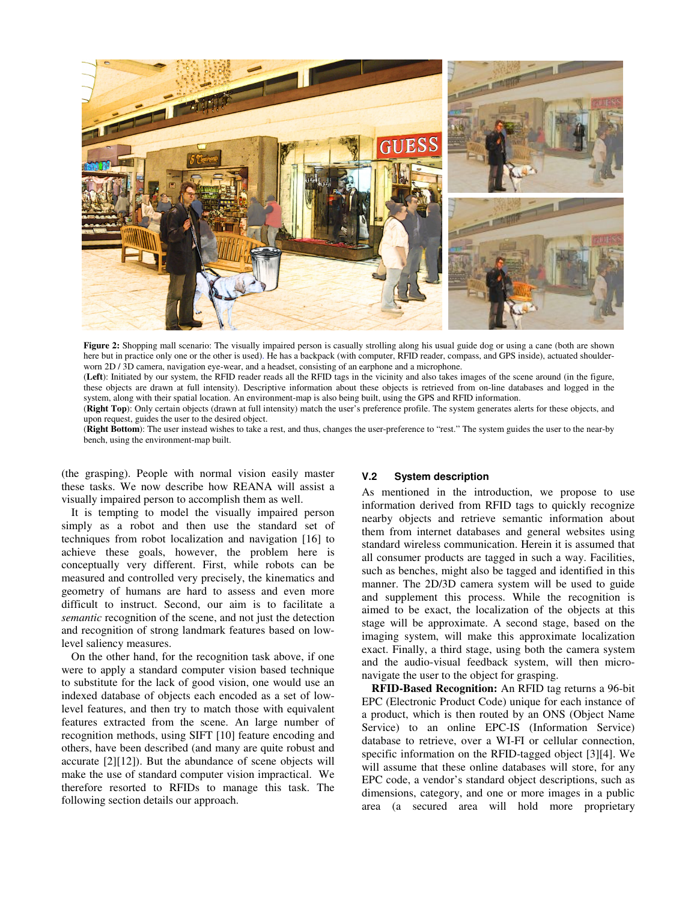**Figure 2:** Shopping mall scenario: The visually impaired person is casually strolling along his usual guide dog or using a cane (both are shown here but in practice only one or the other is used). He has a backpack (with computer, RFID reader, compass, and GPS inside), actuated shoulder-worn 2D / 3D camera, navigation eye-wear, and a headset, consisting of an earphone and a microphone.

(**Left**): Initiated by our system, the RFID reader reads all the RFID tags in the vicinity and also takes images of the scene around (in the figure, these objects are drawn at full intensity). Descriptive information about these objects is retrieved from on-line databases and logged in the system, along with their spatial location. An environment-map is also being built, using the GPS and RFID information.

(**Right Top**): Only certain objects (drawn at full intensity) match the user's preference profile. The system generates alerts for these objects, and upon request, guides the user to the desired object.

(**Right Bottom**): The user instead wishes to take a rest, and thus, changes the user-preference to "rest." The system guides the user to the near-by bench, using the environment-map built.

(the grasping). People with normal vision easily master these tasks. We now describe how REANA will assist a visually impaired person to accomplish them as well.

It is tempting to model the visually impaired person simply as a robot and then use the standard set of techniques from robot localization and navigation [16] to achieve these goals, however, the problem here is conceptually very different. First, while robots can be measured and controlled very precisely, the kinematics and geometry of humans are hard to assess and even more difficult to instruct. Second, our aim is to facilitate a *semantic* recognition of the scene, and not just the detection and recognition of strong landmark features based on low-level saliency measures.

On the other hand, for the recognition task above, if one were to apply a standard computer vision based technique to substitute for the lack of good vision, one would use an indexed database of objects each encoded as a set of low-level features, and then try to match those with equivalent features extracted from the scene. An large number of recognition methods, using SIFT [10] feature encoding and others, have been described (and many are quite robust and accurate [2][12]). But the abundance of scene objects will make the use of standard computer vision impractical. We therefore resorted to RFIDs to manage this task. The following section details our approach.

### V.2 System description

As mentioned in the introduction, we propose to use information derived from RFID tags to quickly recognize nearby objects and retrieve semantic information about them from internet databases and general websites using standard wireless communication. Herein it is assumed that all consumer products are tagged in such a way. Facilities, such as benches, might also be tagged and identified in this manner. The 2D/3D camera system will be used to guide and supplement this process. While the recognition is aimed to be exact, the localization of the objects at this stage will be approximate. A second stage, based on the imaging system, will make this approximate localization exact. Finally, a third stage, using both the camera system and the audio-visual feedback system, will then micro-navigate the user to the object for grasping.

**RFID-Based Recognition:** An RFID tag returns a 96-bit EPC (Electronic Product Code) unique for each instance of a product, which is then routed by an ONS (Object Name Service) to an online EPC-IS (Information Service) database to retrieve, over a WI-FI or cellular connection, specific information on the RFID-tagged object [3][4]. We will assume that these online databases will store, for any EPC code, a vendor's standard object descriptions, such as dimensions, category, and one or more images in a public area (a secured area will hold more proprietary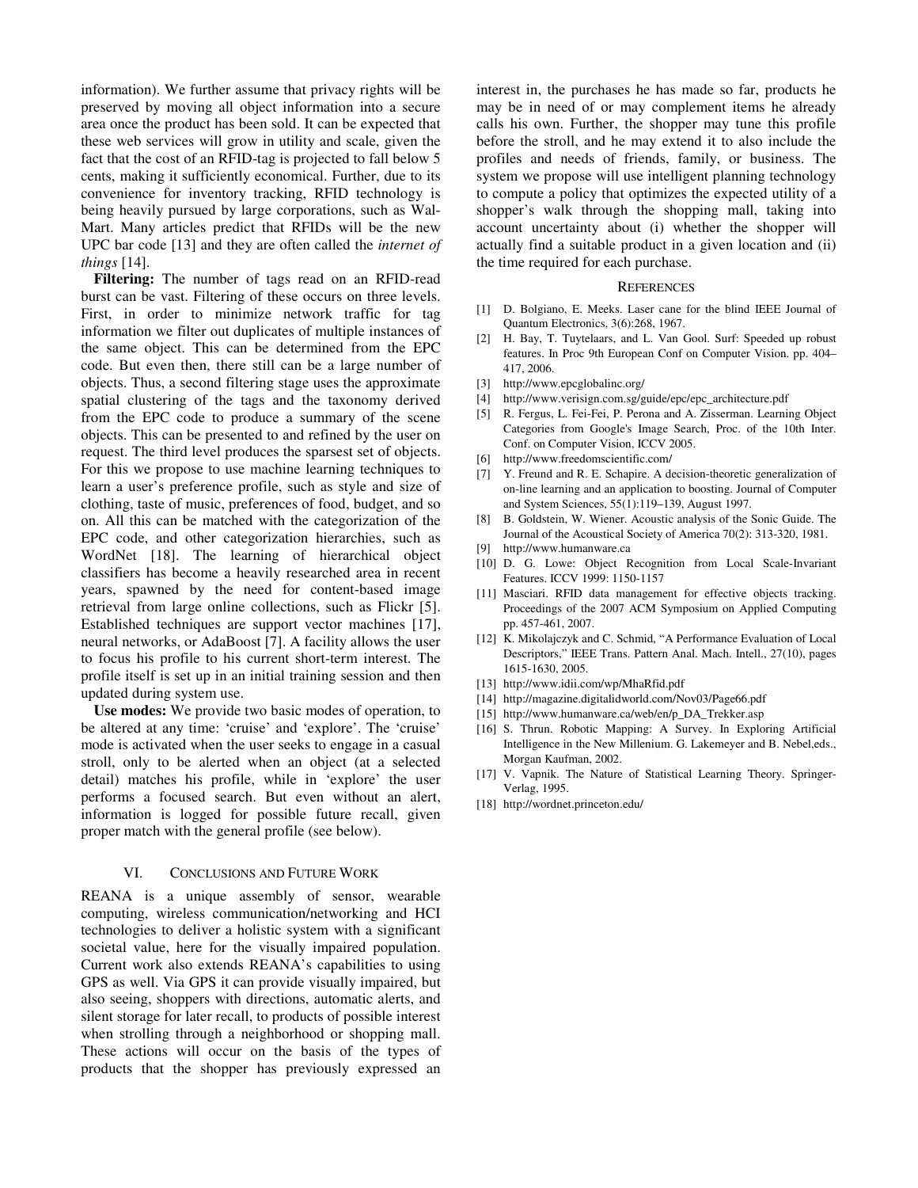information). We further assume that privacy rights will be preserved by moving all object information into a secure area once the product has been sold. It can be expected that these web services will grow in utility and scale, given the fact that the cost of an RFID-tag is projected to fall below 5 cents, making it sufficiently economical. Further, due to its convenience for inventory tracking, RFID technology is being heavily pursued by large corporations, such as Wal-Mart. Many articles predict that RFIDs will be the new UPC bar code [13] and they are often called the *internet of things* [14].

**Filtering:** The number of tags read on an RFID-read burst can be vast. Filtering of these occurs on three levels. First, in order to minimize network traffic for tag information we filter out duplicates of multiple instances of the same object. This can be determined from the EPC code. But even then, there still can be a large number of objects. Thus, a second filtering stage uses the approximate spatial clustering of the tags and the taxonomy derived from the EPC code to produce a summary of the scene objects. This can be presented to and refined by the user on request. The third level produces the sparsest set of objects. For this we propose to use machine learning techniques to learn a user's preference profile, such as style and size of clothing, taste of music, preferences of food, budget, and so on. All this can be matched with the categorization of the EPC code, and other categorization hierarchies, such as WordNet [18]. The learning of hierarchical object classifiers has become a heavily researched area in recent years, spawned by the need for content-based image retrieval from large online collections, such as Flickr [5]. Established techniques are support vector machines [17], neural networks, or AdaBoost [7]. A facility allows the user to focus his profile to his current short-term interest. The profile itself is set up in an initial training session and then updated during system use.

**Use modes:** We provide two basic modes of operation, to be altered at any time: 'cruise' and 'explore'. The 'cruise' mode is activated when the user seeks to engage in a casual stroll, only to be alerted when an object (at a selected detail) matches his profile, while in 'explore' the user performs a focused search. But even without an alert, information is logged for possible future recall, given proper match with the general profile (see below).

## VI. Conclusions and Future Work

REANA is a unique assembly of sensor, wearable computing, wireless communication/networking and HCI technologies to deliver a holistic system with a significant societal value, here for the visually impaired population. Current work also extends REANA's capabilities to using GPS as well. Via GPS it can provide visually impaired, but also seeing, shoppers with directions, automatic alerts, and silent storage for later recall, to products of possible interest when strolling through a neighborhood or shopping mall. These actions will occur on the basis of the types of products that the shopper has previously expressed an interest in, the purchases he has made so far, products he may be in need of or may complement items he already calls his own. Further, the shopper may tune this profile before the stroll, and he may extend it to also include the profiles and needs of friends, family, or business. The system we propose will use intelligent planning technology to compute a policy that optimizes the expected utility of a shopper's walk through the shopping mall, taking into account uncertainty about (i) whether the shopper will actually find a suitable product in a given location and (ii) the time required for each purchase.

## References

[1] D. Bolgiano, E. Meeks. Laser cane for the blind IEEE Journal of Quantum Electronics, 3(6):268, 1967.

[2] H. Bay, T. Tuytelaars, and L. Van Gool. Surf: Speeded up robust features. In Proc 9th European Conf on Computer Vision. pp. 404–417, 2006.

[3] http://www.epcglobalinc.org/

[4] http://www.verisign.com.sg/guide/epc/epc_architecture.pdf

[5] R. Fergus, L. Fei-Fei, P. Perona and A. Zisserman. Learning Object Categories from Google's Image Search, Proc. of the 10th Inter. Conf. on Computer Vision, ICCV 2005.

[6] http://www.freedomscientific.com/

[7] Y. Freund and R. E. Schapire. A decision-theoretic generalization of on-line learning and an application to boosting. Journal of Computer and System Sciences, 55(1):119–139, August 1997.

[8] B. Goldstein, W. Wiener. Acoustic analysis of the Sonic Guide. The Journal of the Acoustical Society of America 70(2): 313-320, 1981.

[9] http://www.humanware.ca

[10] D. G. Lowe: Object Recognition from Local Scale-Invariant Features. ICCV 1999: 1150-1157

[11] Masciari. RFID data management for effective objects tracking. Proceedings of the 2007 ACM Symposium on Applied Computing pp. 457-461, 2007.

[12] K. Mikolajczyk and C. Schmid, "A Performance Evaluation of Local Descriptors," IEEE Trans. Pattern Anal. Mach. Intell., 27(10), pages 1615-1630, 2005.

[13] http://www.idii.com/wp/MhaRfid.pdf

[14] http://magazine.digitalidworld.com/Nov03/Page66.pdf

[15] http://www.humanware.ca/web/en/p_DA_Trekker.asp

[16] S. Thrun. Robotic Mapping: A Survey. In Exploring Artificial Intelligence in the New Millenium. G. Lakemeyer and B. Nebel,eds., Morgan Kaufman, 2002.

[17] V. Vapnik. The Nature of Statistical Learning Theory. Springer-Verlag, 1995.

[18] http://wordnet.princeton.edu/